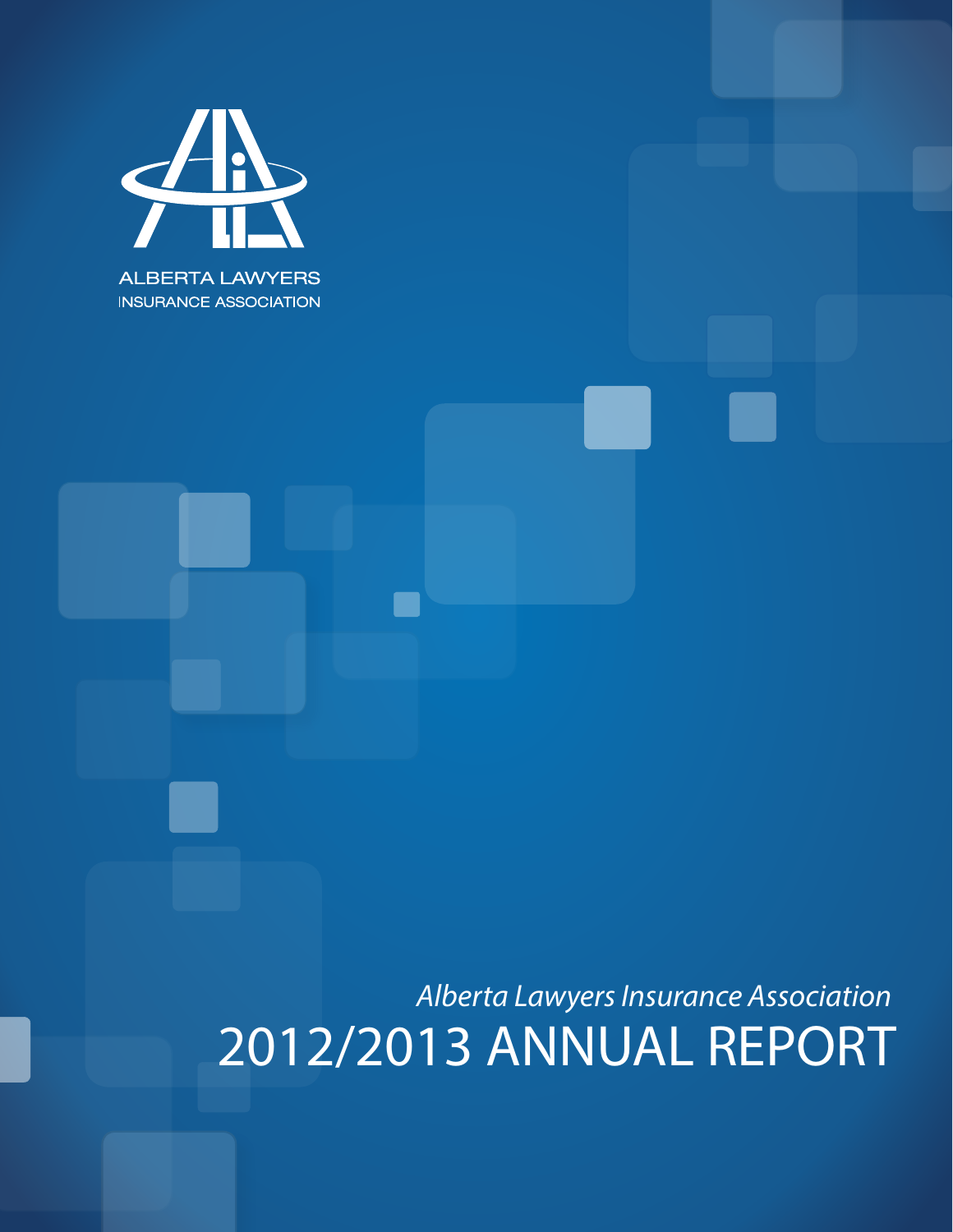ALBERTA LAWYERS
INSURANCE ASSOCIATION

*Alberta Lawyers Insurance Association*

# 2012/2013 ANNUAL REPORT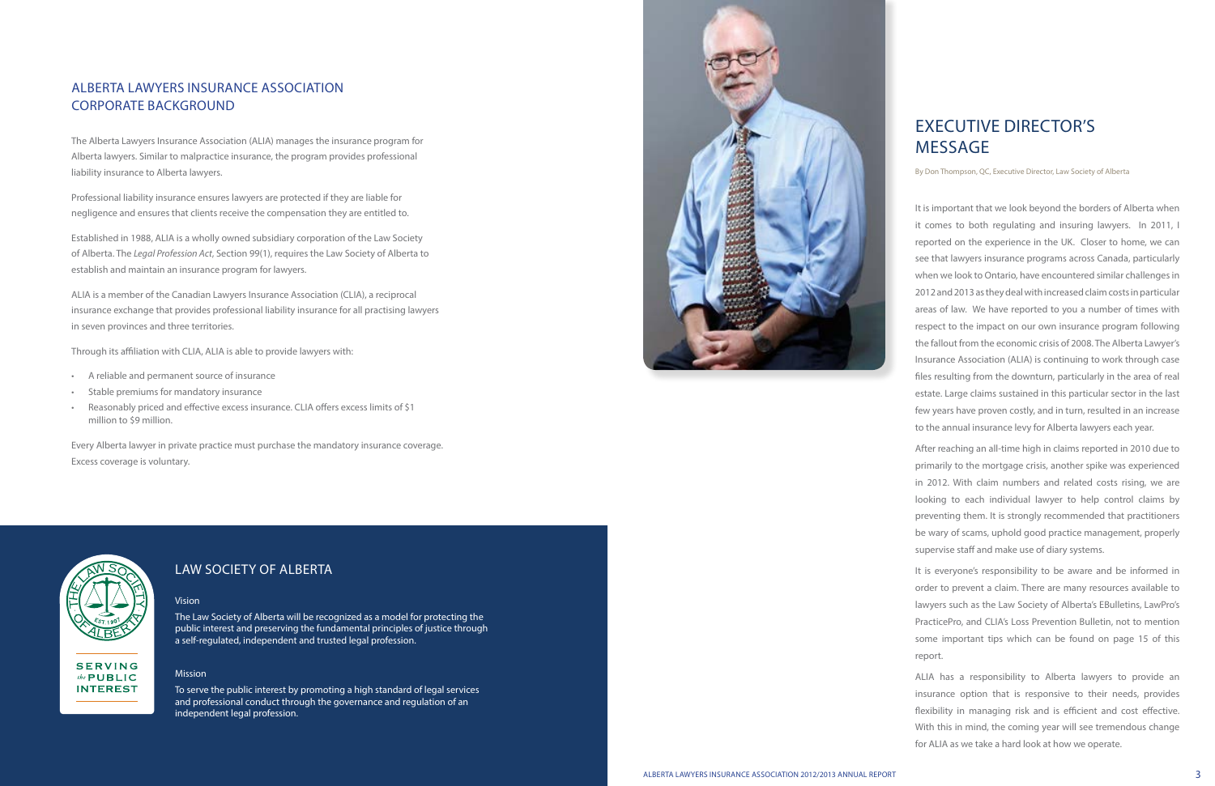## ALBERTA LAWYERS INSURANCE ASSOCIATION CORPORATE BACKGROUND

The Alberta Lawyers Insurance Association (ALIA) manages the insurance program for Alberta lawyers. Similar to malpractice insurance, the program provides professional liability insurance to Alberta lawyers.

Professional liability insurance ensures lawyers are protected if they are liable for negligence and ensures that clients receive the compensation they are entitled to.

Established in 1988, ALIA is a wholly owned subsidiary corporation of the Law Society of Alberta. The *Legal Profession Act*, Section 99(1), requires the Law Society of Alberta to establish and maintain an insurance program for lawyers.

ALIA is a member of the Canadian Lawyers Insurance Association (CLIA), a reciprocal insurance exchange that provides professional liability insurance for all practising lawyers in seven provinces and three territories.

Through its affiliation with CLIA, ALIA is able to provide lawyers with:

- A reliable and permanent source of insurance
- Stable premiums for mandatory insurance
- Reasonably priced and effective excess insurance. CLIA offers excess limits of $1 million to $9 million.

Every Alberta lawyer in private practice must purchase the mandatory insurance coverage. Excess coverage is voluntary.

## LAW SOCIETY OF ALBERTA

SERVING *the* PUBLIC INTEREST

### Vision

The Law Society of Alberta will be recognized as a model for protecting the public interest and preserving the fundamental principles of justice through a self-regulated, independent and trusted legal profession.

### Mission

To serve the public interest by promoting a high standard of legal services and professional conduct through the governance and regulation of an independent legal profession.

# EXECUTIVE DIRECTOR'S MESSAGE

By Don Thompson, QC, Executive Director, Law Society of Alberta

It is important that we look beyond the borders of Alberta when it comes to both regulating and insuring lawyers. In 2011, I reported on the experience in the UK. Closer to home, we can see that lawyers insurance programs across Canada, particularly when we look to Ontario, have encountered similar challenges in 2012 and 2013 as they deal with increased claim costs in particular areas of law. We have reported to you a number of times with respect to the impact on our own insurance program following the fallout from the economic crisis of 2008. The Alberta Lawyer's Insurance Association (ALIA) is continuing to work through case files resulting from the downturn, particularly in the area of real estate. Large claims sustained in this particular sector in the last few years have proven costly, and in turn, resulted in an increase to the annual insurance levy for Alberta lawyers each year.

After reaching an all-time high in claims reported in 2010 due to primarily to the mortgage crisis, another spike was experienced in 2012. With claim numbers and related costs rising, we are looking to each individual lawyer to help control claims by preventing them. It is strongly recommended that practitioners be wary of scams, uphold good practice management, properly supervise staff and make use of diary systems.

It is everyone's responsibility to be aware and be informed in order to prevent a claim. There are many resources available to lawyers such as the Law Society of Alberta's EBulletins, LawPro's PracticePro, and CLIA's Loss Prevention Bulletin, not to mention some important tips which can be found on page 15 of this report.

ALIA has a responsibility to Alberta lawyers to provide an insurance option that is responsive to their needs, provides flexibility in managing risk and is efficient and cost effective. With this in mind, the coming year will see tremendous change for ALIA as we take a hard look at how we operate.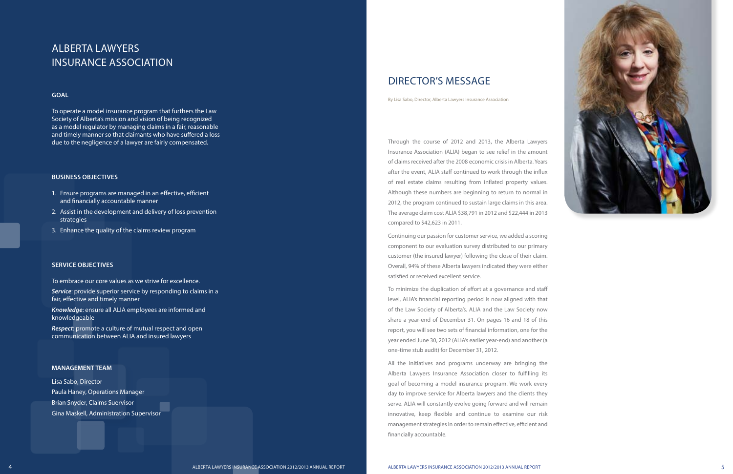# ALBERTA LAWYERS INSURANCE ASSOCIATION

### GOAL

To operate a model insurance program that furthers the Law Society of Alberta's mission and vision of being recognized as a model regulator by managing claims in a fair, reasonable and timely manner so that claimants who have suffered a loss due to the negligence of a lawyer are fairly compensated.

### BUSINESS OBJECTIVES

1. Ensure programs are managed in an effective, efficient and financially accountable manner
2. Assist in the development and delivery of loss prevention strategies
3. Enhance the quality of the claims review program

### SERVICE OBJECTIVES

To embrace our core values as we strive for excellence.

***Service***: provide superior service by responding to claims in a fair, effective and timely manner

***Knowledge***: ensure all ALIA employees are informed and knowledgeable

***Respect***: promote a culture of mutual respect and open communication between ALIA and insured lawyers

### MANAGEMENT TEAM

Lisa Sabo, Director
Paula Haney, Operations Manager
Brian Snyder, Claims Suervisor
Gina Maskell, Administration Supervisor

## DIRECTOR'S MESSAGE

By Lisa Sabo, Director, Alberta Lawyers Insurance Association

Through the course of 2012 and 2013, the Alberta Lawyers Insurance Association (ALIA) began to see relief in the amount of claims received after the 2008 economic crisis in Alberta. Years after the event, ALIA staff continued to work through the influx of real estate claims resulting from inflated property values. Although these numbers are beginning to return to normal in 2012, the program continued to sustain large claims in this area. The average claim cost ALIA $38,791 in 2012 and $22,444 in 2013 compared to $42,623 in 2011.

Continuing our passion for customer service, we added a scoring component to our evaluation survey distributed to our primary customer (the insured lawyer) following the close of their claim. Overall, 94% of these Alberta lawyers indicated they were either satisfied or received excellent service.

To minimize the duplication of effort at a governance and staff level, ALIA's financial reporting period is now aligned with that of the Law Society of Alberta's. ALIA and the Law Society now share a year-end of December 31. On pages 16 and 18 of this report, you will see two sets of financial information, one for the year ended June 30, 2012 (ALIA's earlier year-end) and another (a one-time stub audit) for December 31, 2012.

All the initiatives and programs underway are bringing the Alberta Lawyers Insurance Association closer to fulfilling its goal of becoming a model insurance program. We work every day to improve service for Alberta lawyers and the clients they serve. ALIA will constantly evolve going forward and will remain innovative, keep flexible and continue to examine our risk management strategies in order to remain effective, efficient and financially accountable.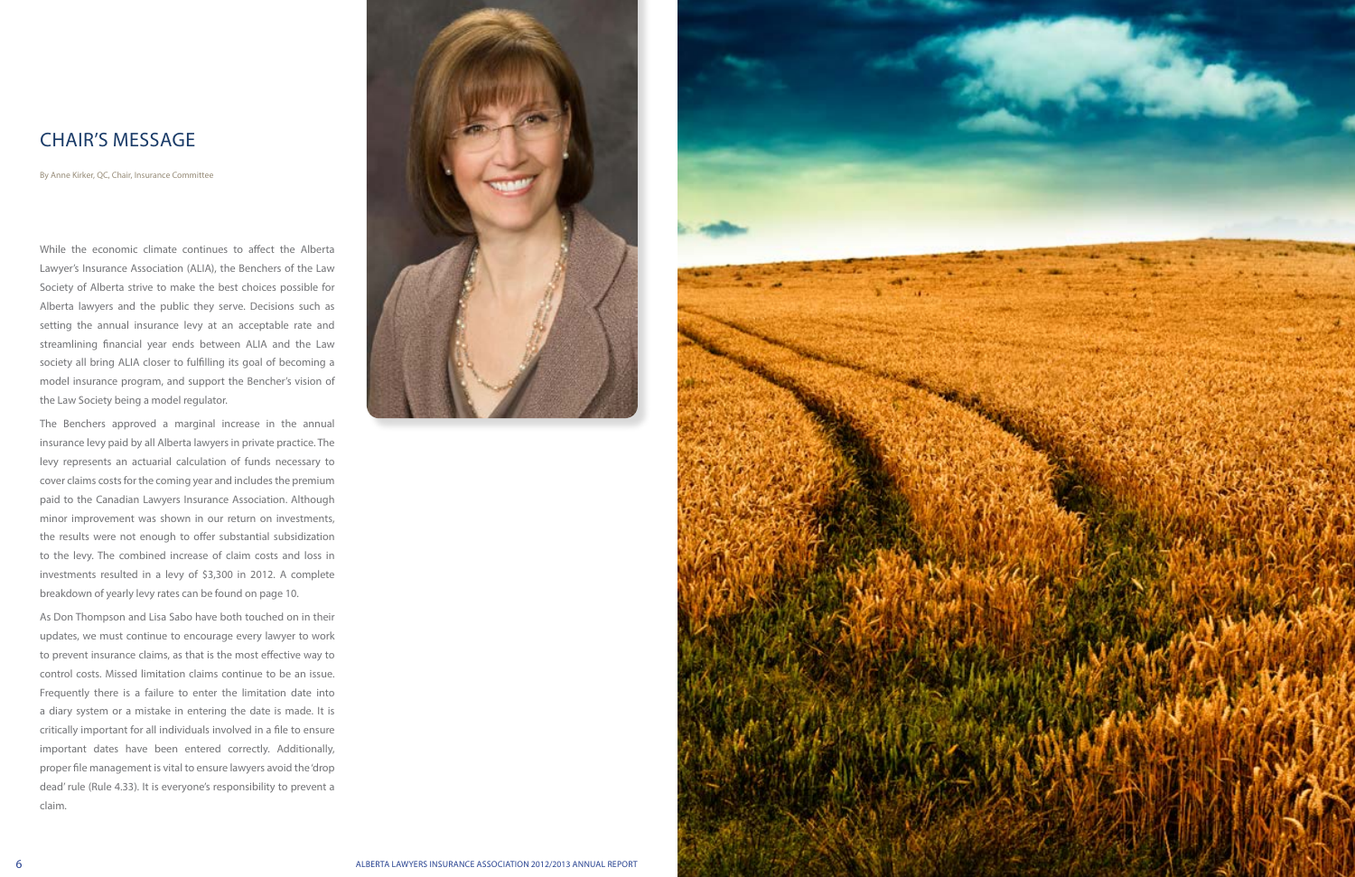# CHAIR'S MESSAGE

By Anne Kirker, QC, Chair, Insurance Committee

While the economic climate continues to affect the Alberta Lawyer's Insurance Association (ALIA), the Benchers of the Law Society of Alberta strive to make the best choices possible for Alberta lawyers and the public they serve. Decisions such as setting the annual insurance levy at an acceptable rate and streamlining financial year ends between ALIA and the Law society all bring ALIA closer to fulfilling its goal of becoming a model insurance program, and support the Bencher's vision of the Law Society being a model regulator.

The Benchers approved a marginal increase in the annual insurance levy paid by all Alberta lawyers in private practice. The levy represents an actuarial calculation of funds necessary to cover claims costs for the coming year and includes the premium paid to the Canadian Lawyers Insurance Association. Although minor improvement was shown in our return on investments, the results were not enough to offer substantial subsidization to the levy. The combined increase of claim costs and loss in investments resulted in a levy of $3,300 in 2012. A complete breakdown of yearly levy rates can be found on page 10.

As Don Thompson and Lisa Sabo have both touched on in their updates, we must continue to encourage every lawyer to work to prevent insurance claims, as that is the most effective way to control costs. Missed limitation claims continue to be an issue. Frequently there is a failure to enter the limitation date into a diary system or a mistake in entering the date is made. It is critically important for all individuals involved in a file to ensure important dates have been entered correctly. Additionally, proper file management is vital to ensure lawyers avoid the 'drop dead' rule (Rule 4.33). It is everyone's responsibility to prevent a claim.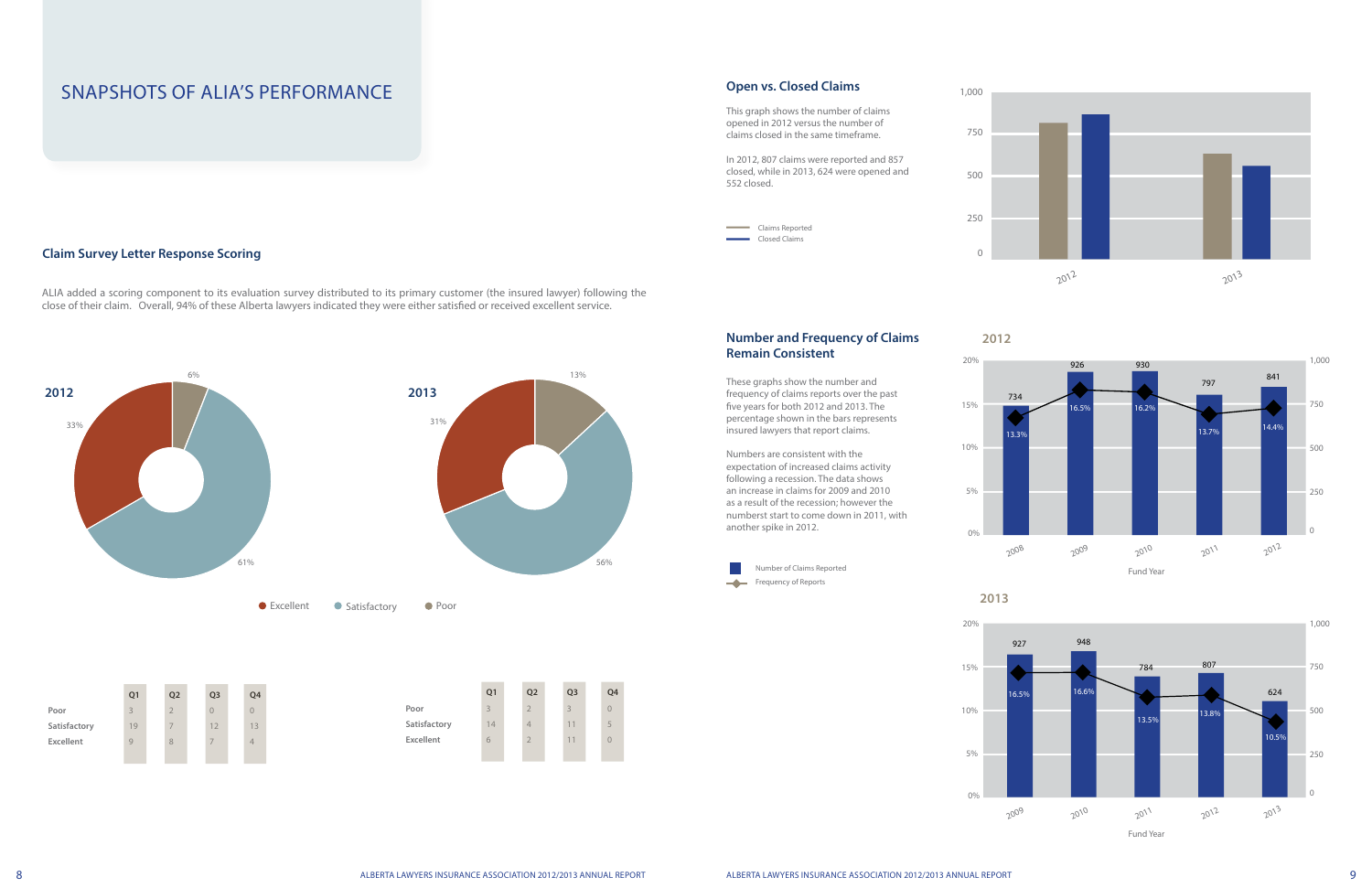# SNAPSHOTS OF ALIA'S PERFORMANCE

## Claim Survey Letter Response Scoring

ALIA added a scoring component to its evaluation survey distributed to its primary customer (the insured lawyer) following the close of their claim. Overall, 94% of these Alberta lawyers indicated they were either satisfied or received excellent service.

**2012**

33% Excellent, 61% Satisfactory, 6% Poor

**2013**

31% Excellent, 56% Satisfactory, 13% Poor

● Excellent ● Satisfactory ● Poor

**2012**

| | Q1 | Q2 | Q3 | Q4 |
|---|---|---|---|---|
| Poor | 3 | 2 | 0 | 0 |
| Satisfactory | 19 | 7 | 12 | 13 |
| Excellent | 9 | 8 | 7 | 4 |

**2013**

| | Q1 | Q2 | Q3 | Q4 |
|---|---|---|---|---|
| Poor | 3 | 2 | 3 | 0 |
| Satisfactory | 14 | 4 | 11 | 5 |
| Excellent | 6 | 2 | 11 | 0 |

## Open vs. Closed Claims

This graph shows the number of claims opened in 2012 versus the number of claims closed in the same timeframe.

In 2012, 807 claims were reported and 857 closed, while in 2013, 624 were opened and 552 closed.

Claims Reported
Closed Claims

## Number and Frequency of Claims Remain Consistent

These graphs show the number and frequency of claims reports over the past five years for both 2012 and 2013. The percentage shown in the bars represents insured lawyers that report claims.

Numbers are consistent with the expectation of increased claims activity following a recession. The data shows an increase in claims for 2009 and 2010 as a result of the recession; however the numberst start to come down in 2011, with another spike in 2012.

Number of Claims Reported
Frequency of Reports

**2012**

| Fund Year | Number of Claims Reported | Frequency of Reports |
|---|---|---|
| 2008 | 734 | 13.3% |
| 2009 | 926 | 16.5% |
| 2010 | 930 | 16.2% |
| 2011 | 797 | 13.7% |
| 2012 | 841 | 14.4% |

**2013**

| Fund Year | Number of Claims Reported | Frequency of Reports |
|---|---|---|
| 2009 | 927 | 16.5% |
| 2010 | 948 | 16.6% |
| 2011 | 784 | 13.5% |
| 2012 | 807 | 13.8% |
| 2013 | 624 | 10.5% |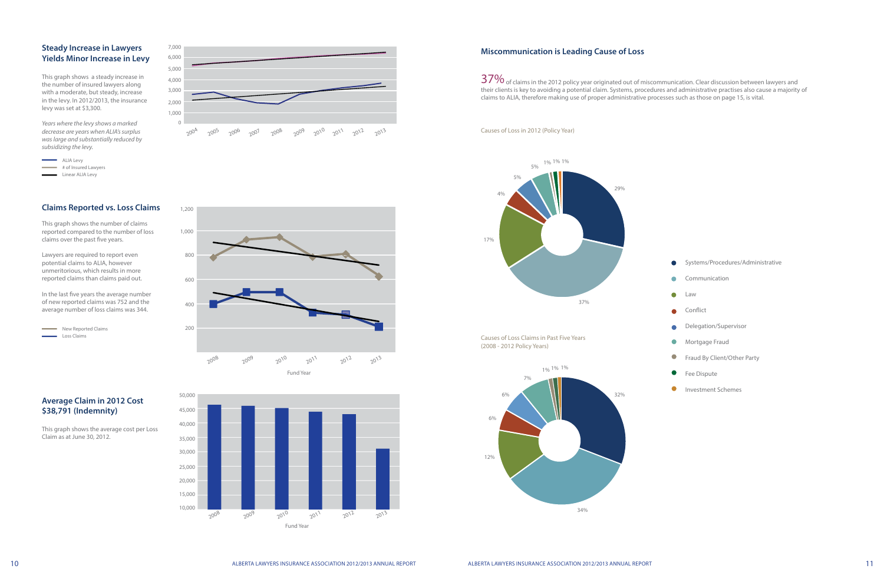## Steady Increase in Lawyers Yields Minor Increase in Levy

This graph shows a steady increase in the number of insured lawyers along with a moderate, but steady, increase in the levy. In 2012/2013, the insurance levy was set at $3,300.

*Years where the levy shows a marked decrease are years when ALIA's surplus was large and substantially reduced by subsidizing the levy.*

- ALIA Levy
- # of Insured Lawyers
- Linear ALIA Levy

## Claims Reported vs. Loss Claims

This graph shows the number of claims reported compared to the number of loss claims over the past five years.

Lawyers are required to report even potential claims to ALIA, however unmeritorious, which results in more reported claims than claims paid out.

In the last five years the average number of new reported claims was 752 and the average number of loss claims was 344.

- New Reported Claims
- Loss Claims

## Average Claim in 2012 Cost $38,791 (Indemnity)

This graph shows the average cost per Loss Claim as at June 30, 2012.

## Miscommunication is Leading Cause of Loss

37% of claims in the 2012 policy year originated out of miscommunication. Clear discussion between lawyers and their clients is key to avoiding a potential claim. Systems, procedures and administrative practises also cause a majority of claims to ALIA, therefore making use of proper administrative processes such as those on page 15, is vital.

Causes of Loss in 2012 (Policy Year)

| Cause | % |
|---|---|
| Systems/Procedures/Administrative | 29% |
| Communication | 37% |
| Law | 17% |
| Conflict | 4% |
| Delegation/Supervisor | 5% |
| Mortgage Fraud | 5% |
| Fraud By Client/Other Party | 1% |
| Fee Dispute | 1% |
| Investment Schemes | 1% |

Causes of Loss Claims in Past Five Years (2008 - 2012 Policy Years)

| Cause | % |
|---|---|
| Systems/Procedures/Administrative | 32% |
| Communication | 34% |
| Law | 12% |
| Conflict | 6% |
| Delegation/Supervisor | 6% |
| Mortgage Fraud | 7% |
| Fraud By Client/Other Party | 1% |
| Fee Dispute | 1% |
| Investment Schemes | 1% |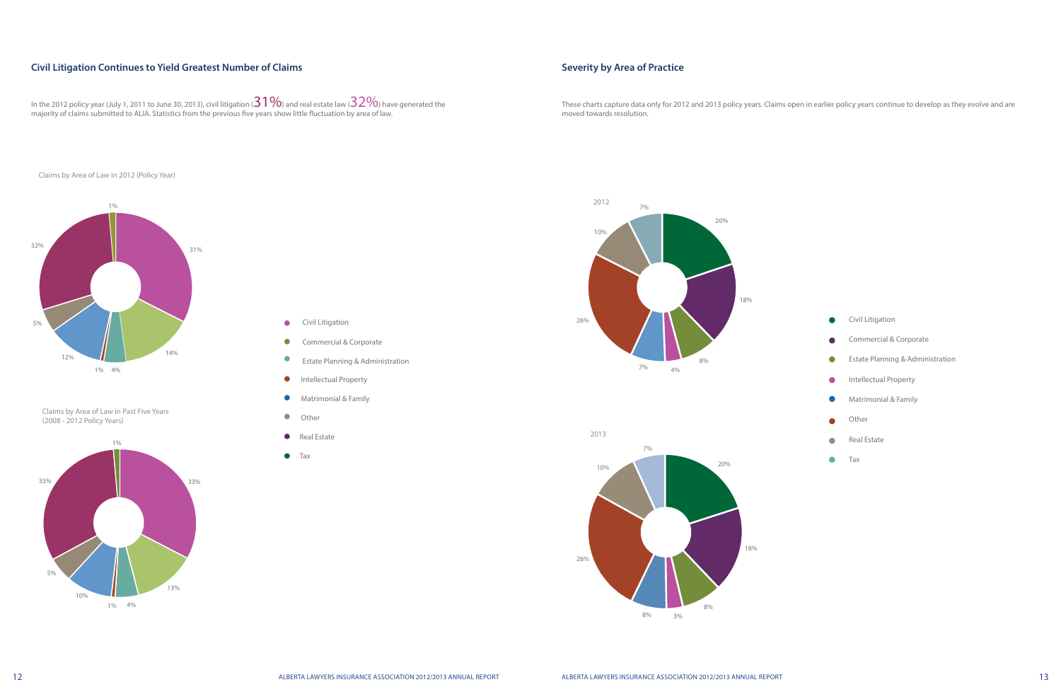## Civil Litigation Continues to Yield Greatest Number of Claims

In the 2012 policy year (July 1, 2011 to June 30, 2013), civil litigation (31%) and real estate law (32%) have generated the majority of claims submitted to ALIA. Statistics from the previous five years show little fluctuation by area of law.

Claims by Area of Law in 2012 (Policy Year)

| Area of Law | % |
|---|---|
| Civil Litigation | 31% |
| Commercial & Corporate | 14% |
| Estate Planning & Administration | 4% |
| Intellectual Property | 1% |
| Matrimonial & Family | 12% |
| Other | 5% |
| Real Estate | 32% |
| Tax | 1% |

Claims by Area of Law in Past Five Years (2008 - 2012 Policy Years)

| Area of Law | % |
|---|---|
| Civil Litigation | 33% |
| Commercial & Corporate | 13% |
| Estate Planning & Administration | 4% |
| Intellectual Property | 1% |
| Matrimonial & Family | 10% |
| Other | 5% |
| Real Estate | 33% |
| Tax | 1% |

## Severity by Area of Practice

These charts capture data only for 2012 and 2013 policy years. Claims open in earlier policy years continue to develop as they evolve and are moved towards resolution.

| Area of Practice | 2012 | 2013 |
|---|---|---|
| Civil Litigation | 20% | 20% |
| Commercial & Corporate | 18% | 18% |
| Estate Planning & Administration | 8% | 8% |
| Intellectual Property | 4% | 3% |
| Matrimonial & Family | 7% | 8% |
| Other | 26% | 26% |
| Real Estate | 10% | 10% |
| Tax | 7% | 7% |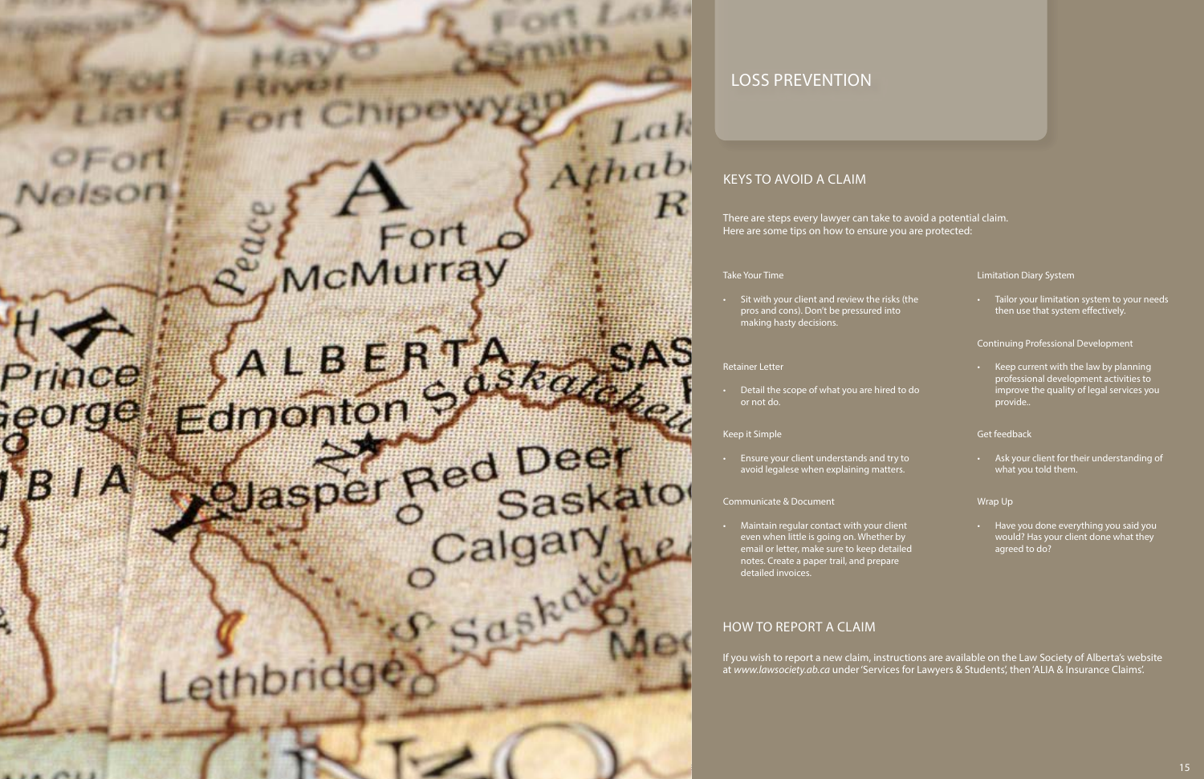# LOSS PREVENTION

## KEYS TO AVOID A CLAIM

There are steps every lawyer can take to avoid a potential claim. Here are some tips on how to ensure you are protected:

### Take Your Time

- Sit with your client and review the risks (the pros and cons). Don't be pressured into making hasty decisions.

### Retainer Letter

- Detail the scope of what you are hired to do or not do.

### Keep it Simple

- Ensure your client understands and try to avoid legalese when explaining matters.

### Communicate & Document

- Maintain regular contact with your client even when little is going on. Whether by email or letter, make sure to keep detailed notes. Create a paper trail, and prepare detailed invoices.

### Limitation Diary System

- Tailor your limitation system to your needs then use that system effectively.

### Continuing Professional Development

- Keep current with the law by planning professional development activities to improve the quality of legal services you provide..

### Get feedback

- Ask your client for their understanding of what you told them.

### Wrap Up

- Have you done everything you said you would? Has your client done what they agreed to do?

## HOW TO REPORT A CLAIM

If you wish to report a new claim, instructions are available on the Law Society of Alberta's website at *www.lawsociety.ab.ca* under 'Services for Lawyers & Students', then 'ALIA & Insurance Claims'.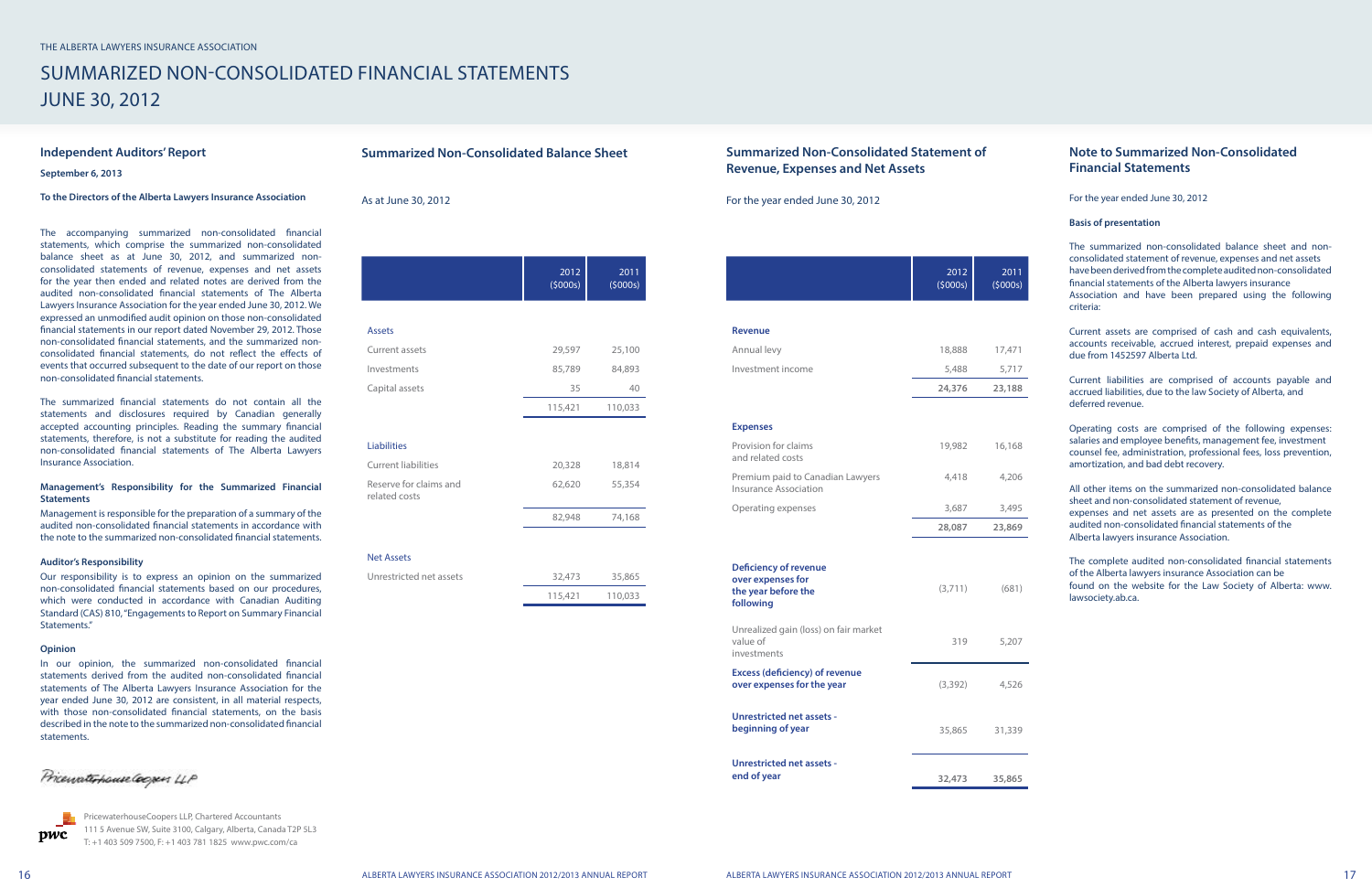THE ALBERTA LAWYERS INSURANCE ASSOCIATION

# SUMMARIZED NON-CONSOLIDATED FINANCIAL STATEMENTS JUNE 30, 2012

## Independent Auditors' Report

**September 6, 2013**

**To the Directors of the Alberta Lawyers Insurance Association**

The accompanying summarized non-consolidated financial statements, which comprise the summarized non-consolidated balance sheet as at June 30, 2012, and summarized non-consolidated statements of revenue, expenses and net assets for the year then ended and related notes are derived from the audited non-consolidated financial statements of The Alberta Lawyers Insurance Association for the year ended June 30, 2012. We expressed an unmodified audit opinion on those non-consolidated financial statements in our report dated November 29, 2012. Those non-consolidated financial statements, and the summarized non-consolidated financial statements, do not reflect the effects of events that occurred subsequent to the date of our report on those non-consolidated financial statements.

The summarized financial statements do not contain all the statements and disclosures required by Canadian generally accepted accounting principles. Reading the summary financial statements, therefore, is not a substitute for reading the audited non-consolidated financial statements of The Alberta Lawyers Insurance Association.

**Management's Responsibility for the Summarized Financial Statements**

Management is responsible for the preparation of a summary of the audited non-consolidated financial statements in accordance with the note to the summarized non-consolidated financial statements.

**Auditor's Responsibility**

Our responsibility is to express an opinion on the summarized non-consolidated financial statements based on our procedures, which were conducted in accordance with Canadian Auditing Standard (CAS) 810, "Engagements to Report on Summary Financial Statements."

**Opinion**

In our opinion, the summarized non-consolidated financial statements derived from the audited non-consolidated financial statements of The Alberta Lawyers Insurance Association for the year ended June 30, 2012 are consistent, in all material respects, with those non-consolidated financial statements, on the basis described in the note to the summarized non-consolidated financial statements.

PricewaterhouseCoopers LLP

PricewaterhouseCoopers LLP, Chartered Accountants
111 5 Avenue SW, Suite 3100, Calgary, Alberta, Canada T2P 5L3
T: +1 403 509 7500, F: +1 403 781 1825 www.pwc.com/ca

## Summarized Non-Consolidated Balance Sheet

As at June 30, 2012

| | 2012 ($000s) | 2011 ($000s) |
|---|---|---|
| **Assets** | | |
| Current assets | 29,597 | 25,100 |
| Investments | 85,789 | 84,893 |
| Capital assets | 35 | 40 |
| | 115,421 | 110,033 |
| **Liabilities** | | |
| Current liabilities | 20,328 | 18,814 |
| Reserve for claims and related costs | 62,620 | 55,354 |
| | 82,948 | 74,168 |
| **Net Assets** | | |
| Unrestricted net assets | 32,473 | 35,865 |
| | 115,421 | 110,033 |

## Summarized Non-Consolidated Statement of Revenue, Expenses and Net Assets

For the year ended June 30, 2012

| | 2012 ($000s) | 2011 ($000s) |
|---|---|---|
| **Revenue** | | |
| Annual levy | 18,888 | 17,471 |
| Investment income | 5,488 | 5,717 |
| | **24,376** | **23,188** |
| **Expenses** | | |
| Provision for claims and related costs | 19,982 | 16,168 |
| Premium paid to Canadian Lawyers Insurance Association | 4,418 | 4,206 |
| Operating expenses | 3,687 | 3,495 |
| | **28,087** | **23,869** |
| **Deficiency of revenue over expenses for the year before the following** | (3,711) | (681) |
| Unrealized gain (loss) on fair market value of investments | 319 | 5,207 |
| **Excess (deficiency) of revenue over expenses for the year** | (3,392) | 4,526 |
| **Unrestricted net assets - beginning of year** | 35,865 | 31,339 |
| **Unrestricted net assets - end of year** | **32,473** | **35,865** |

## Note to Summarized Non-Consolidated Financial Statements

For the year ended June 30, 2012

**Basis of presentation**

The summarized non-consolidated balance sheet and non-consolidated statement of revenue, expenses and net assets have been derived from the complete audited non-consolidated financial statements of the Alberta lawyers insurance Association and have been prepared using the following criteria:

Current assets are comprised of cash and cash equivalents, accounts receivable, accrued interest, prepaid expenses and due from 1452597 Alberta Ltd.

Current liabilities are comprised of accounts payable and accrued liabilities, due to the law Society of Alberta, and deferred revenue.

Operating costs are comprised of the following expenses: salaries and employee benefits, management fee, investment counsel fee, administration, professional fees, loss prevention, amortization, and bad debt recovery.

All other items on the summarized non-consolidated balance sheet and non-consolidated statement of revenue, expenses and net assets are as presented on the complete audited non-consolidated financial statements of the Alberta lawyers insurance Association.

The complete audited non-consolidated financial statements of the Alberta lawyers insurance Association can be found on the website for the Law Society of Alberta: www.lawsociety.ab.ca.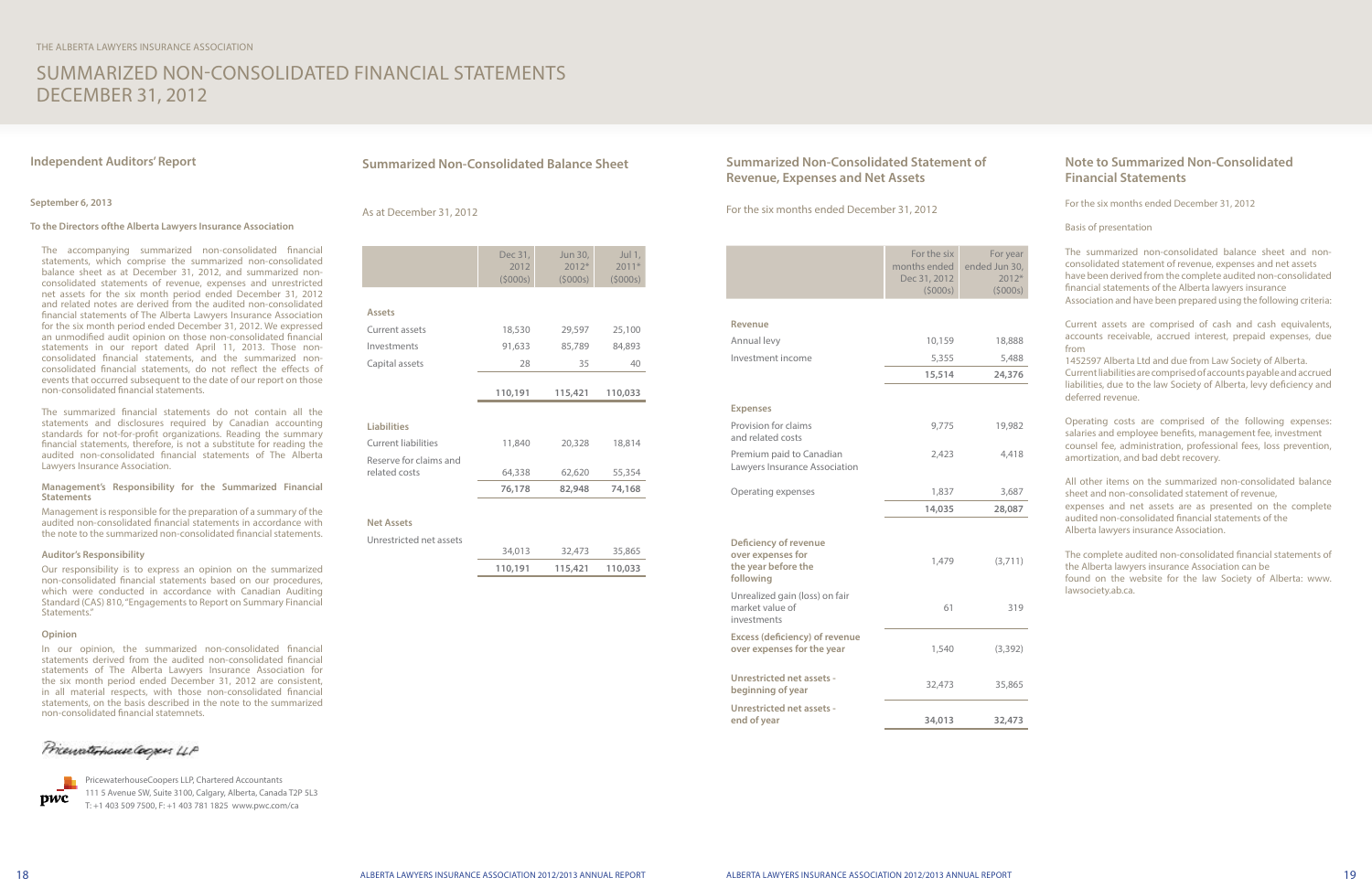THE ALBERTA LAWYERS INSURANCE ASSOCIATION

# SUMMARIZED NON-CONSOLIDATED FINANCIAL STATEMENTS DECEMBER 31, 2012

## Independent Auditors' Report

**September 6, 2013**

**To the Directors ofthe Alberta Lawyers Insurance Association**

The accompanying summarized non-consolidated financial statements, which comprise the summarized non-consolidated balance sheet as at December 31, 2012, and summarized non-consolidated statements of revenue, expenses and unrestricted net assets for the six month period ended December 31, 2012 and related notes are derived from the audited non-consolidated financial statements of The Alberta Lawyers Insurance Association for the six month period ended December 31, 2012. We expressed an unmodified audit opinion on those non-consolidated financial statements in our report dated April 11, 2013. Those non-consolidated financial statements, and the summarized non-consolidated financial statements, do not reflect the effects of events that occurred subsequent to the date of our report on those non-consolidated financial statements.

The summarized financial statements do not contain all the statements and disclosures required by Canadian accounting standards for not-for-profit organizations. Reading the summary financial statements, therefore, is not a substitute for reading the audited non-consolidated financial statements of The Alberta Lawyers Insurance Association.

### Management's Responsibility for the Summarized Financial Statements

Management is responsible for the preparation of a summary of the audited non-consolidated financial statements in accordance with the note to the summarized non-consolidated financial statements.

### Auditor's Responsibility

Our responsibility is to express an opinion on the summarized non-consolidated financial statements based on our procedures, which were conducted in accordance with Canadian Auditing Standard (CAS) 810, "Engagements to Report on Summary Financial Statements."

### Opinion

In our opinion, the summarized non-consolidated financial statements derived from the audited non-consolidated financial statements of The Alberta Lawyers Insurance Association for the six month period ended December 31, 2012 are consistent, in all material respects, with those non-consolidated financial statements, on the basis described in the note to the summarized non-consolidated financial statemnets.

PricewaterhouseCoopers LLP

PricewaterhouseCoopers LLP, Chartered Accountants
111 5 Avenue SW, Suite 3100, Calgary, Alberta, Canada T2P 5L3
T: +1 403 509 7500, F: +1 403 781 1825 www.pwc.com/ca

## Summarized Non-Consolidated Balance Sheet

As at December 31, 2012

| | Dec 31, 2012 ($000s) | Jun 30, 2012* ($000s) | Jul 1, 2011* ($000s) |
|---|---|---|---|
| **Assets** | | | |
| Current assets | 18,530 | 29,597 | 25,100 |
| Investments | 91,633 | 85,789 | 84,893 |
| Capital assets | 28 | 35 | 40 |
| | **110,191** | **115,421** | **110,033** |
| **Liabilities** | | | |
| Current liabilities | 11,840 | 20,328 | 18,814 |
| Reserve for claims and related costs | 64,338 | 62,620 | 55,354 |
| | **76,178** | **82,948** | **74,168** |
| **Net Assets** | | | |
| Unrestricted net assets | 34,013 | 32,473 | 35,865 |
| | **110,191** | **115,421** | **110,033** |

## Summarized Non-Consolidated Statement of Revenue, Expenses and Net Assets

For the six months ended December 31, 2012

| | For the six months ended Dec 31, 2012 ($000s) | For year ended Jun 30, 2012* ($000s) |
|---|---|---|
| **Revenue** | | |
| Annual levy | 10,159 | 18,888 |
| Investment income | 5,355 | 5,488 |
| | **15,514** | **24,376** |
| **Expenses** | | |
| Provision for claims and related costs | 9,775 | 19,982 |
| Premium paid to Canadian Lawyers Insurance Association | 2,423 | 4,418 |
| Operating expenses | 1,837 | 3,687 |
| | **14,035** | **28,087** |
| **Deficiency of revenue over expenses for the year before the following** | 1,479 | (3,711) |
| Unrealized gain (loss) on fair market value of investments | 61 | 319 |
| **Excess (deficiency) of revenue over expenses for the year** | 1,540 | (3,392) |
| **Unrestricted net assets - beginning of year** | 32,473 | 35,865 |
| **Unrestricted net assets - end of year** | **34,013** | **32,473** |

## Note to Summarized Non-Consolidated Financial Statements

For the six months ended December 31, 2012

Basis of presentation

The summarized non-consolidated balance sheet and non-consolidated statement of revenue, expenses and net assets have been derived from the complete audited non-consolidated financial statements of the Alberta lawyers insurance Association and have been prepared using the following criteria:

Current assets are comprised of cash and cash equivalents, accounts receivable, accrued interest, prepaid expenses, due from 1452597 Alberta Ltd and due from Law Society of Alberta. Current liabilities are comprised of accounts payable and accrued liabilities, due to the law Society of Alberta, levy deficiency and deferred revenue.

Operating costs are comprised of the following expenses: salaries and employee benefits, management fee, investment counsel fee, administration, professional fees, loss prevention, amortization, and bad debt recovery.

All other items on the summarized non-consolidated balance sheet and non-consolidated statement of revenue, expenses and net assets are as presented on the complete audited non-consolidated financial statements of the Alberta lawyers insurance Association.

The complete audited non-consolidated financial statements of the Alberta lawyers insurance Association can be found on the website for the law Society of Alberta: www.lawsociety.ab.ca.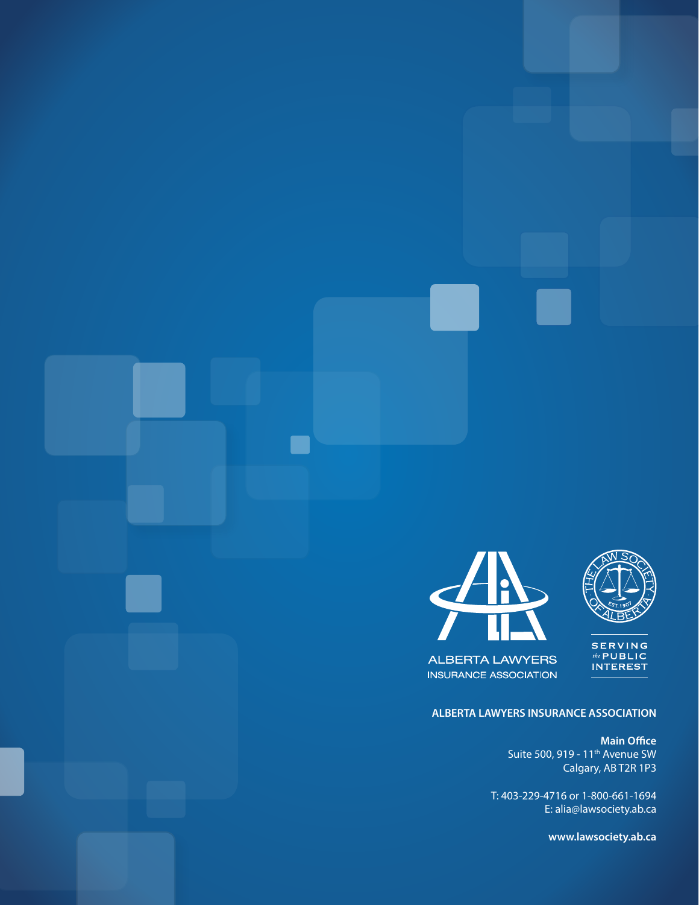ALBERTA LAWYERS INSURANCE ASSOCIATION

SERVING the PUBLIC INTEREST

**ALBERTA LAWYERS INSURANCE ASSOCIATION**

**Main Office**
Suite 500, 919 - 11th Avenue SW
Calgary, AB T2R 1P3

T: 403-229-4716 or 1-800-661-1694
E: alia@lawsociety.ab.ca

**www.lawsociety.ab.ca**